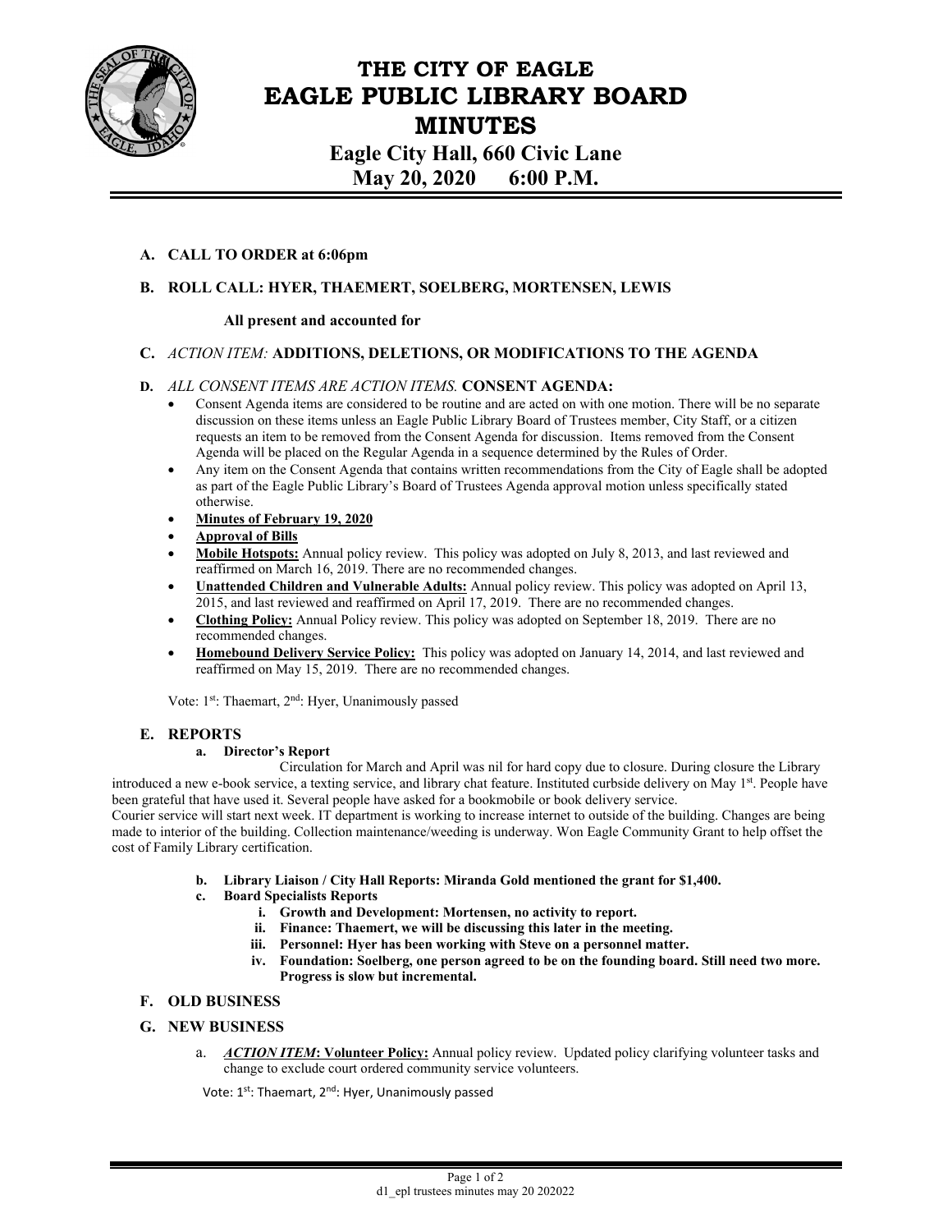# THE CITY OF EAGLE
# EAGLE PUBLIC LIBRARY BOARD
# MINUTES

## Eagle City Hall, 660 Civic Lane
## May 20, 2020 6:00 P.M.

**A. CALL TO ORDER at 6:06pm**

**B. ROLL CALL: HYER, THAEMERT, SOELBERG, MORTENSEN, LEWIS**

**All present and accounted for**

**C.** *ACTION ITEM:* **ADDITIONS, DELETIONS, OR MODIFICATIONS TO THE AGENDA**

**D.** *ALL CONSENT ITEMS ARE ACTION ITEMS.* **CONSENT AGENDA:**

- Consent Agenda items are considered to be routine and are acted on with one motion. There will be no separate discussion on these items unless an Eagle Public Library Board of Trustees member, City Staff, or a citizen requests an item to be removed from the Consent Agenda for discussion. Items removed from the Consent Agenda will be placed on the Regular Agenda in a sequence determined by the Rules of Order.
- Any item on the Consent Agenda that contains written recommendations from the City of Eagle shall be adopted as part of the Eagle Public Library's Board of Trustees Agenda approval motion unless specifically stated otherwise.
- **Minutes of February 19, 2020**
- **Approval of Bills**
- **Mobile Hotspots:** Annual policy review. This policy was adopted on July 8, 2013, and last reviewed and reaffirmed on March 16, 2019. There are no recommended changes.
- **Unattended Children and Vulnerable Adults:** Annual policy review. This policy was adopted on April 13, 2015, and last reviewed and reaffirmed on April 17, 2019. There are no recommended changes.
- **Clothing Policy:** Annual Policy review. This policy was adopted on September 18, 2019. There are no recommended changes.
- **Homebound Delivery Service Policy:** This policy was adopted on January 14, 2014, and last reviewed and reaffirmed on May 15, 2019. There are no recommended changes.

Vote: 1st: Thaemart, 2nd: Hyer, Unanimously passed

**E. REPORTS**

**a. Director's Report**

Circulation for March and April was nil for hard copy due to closure. During closure the Library introduced a new e-book service, a texting service, and library chat feature. Instituted curbside delivery on May 1st. People have been grateful that have used it. Several people have asked for a bookmobile or book delivery service.
Courier service will start next week. IT department is working to increase internet to outside of the building. Changes are being made to interior of the building. Collection maintenance/weeding is underway. Won Eagle Community Grant to help offset the cost of Family Library certification.

**b. Library Liaison / City Hall Reports: Miranda Gold mentioned the grant for $1,400.**

**c. Board Specialists Reports**

**i. Growth and Development: Mortensen, no activity to report.**

**ii. Finance: Thaemert, we will be discussing this later in the meeting.**

**iii. Personnel: Hyer has been working with Steve on a personnel matter.**

**iv. Foundation: Soelberg, one person agreed to be on the founding board. Still need two more. Progress is slow but incremental.**

**F. OLD BUSINESS**

**G. NEW BUSINESS**

a. ***ACTION ITEM*: Volunteer Policy:** Annual policy review. Updated policy clarifying volunteer tasks and change to exclude court ordered community service volunteers.

Vote: 1st: Thaemart, 2nd: Hyer, Unanimously passed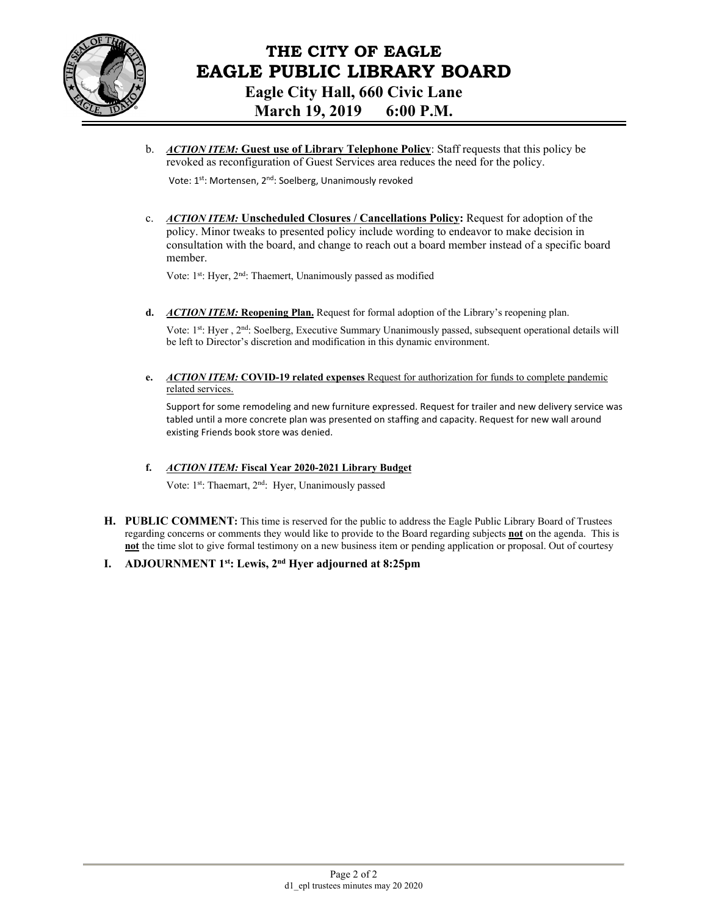# THE CITY OF EAGLE
# EAGLE PUBLIC LIBRARY BOARD
## Eagle City Hall, 660 Civic Lane
## March 19, 2019 6:00 P.M.

b. ***ACTION ITEM:* Guest use of Library Telephone Policy**: Staff requests that this policy be revoked as reconfiguration of Guest Services area reduces the need for the policy.

Vote: 1st: Mortensen, 2nd: Soelberg, Unanimously revoked

c. ***ACTION ITEM:* Unscheduled Closures / Cancellations Policy:** Request for adoption of the policy. Minor tweaks to presented policy include wording to endeavor to make decision in consultation with the board, and change to reach out a board member instead of a specific board member.

Vote: 1st: Hyer, 2nd: Thaemert, Unanimously passed as modified

**d.** ***ACTION ITEM:* Reopening Plan.** Request for formal adoption of the Library's reopening plan.

Vote: 1st: Hyer , 2nd: Soelberg, Executive Summary Unanimously passed, subsequent operational details will be left to Director's discretion and modification in this dynamic environment.

**e.** ***ACTION ITEM:* COVID-19 related expenses** Request for authorization for funds to complete pandemic related services.

Support for some remodeling and new furniture expressed. Request for trailer and new delivery service was tabled until a more concrete plan was presented on staffing and capacity. Request for new wall around existing Friends book store was denied.

**f.** ***ACTION ITEM:* Fiscal Year 2020-2021 Library Budget**

Vote: 1st: Thaemart, 2nd: Hyer, Unanimously passed

**H. PUBLIC COMMENT:** This time is reserved for the public to address the Eagle Public Library Board of Trustees regarding concerns or comments they would like to provide to the Board regarding subjects **not** on the agenda. This is **not** the time slot to give formal testimony on a new business item or pending application or proposal. Out of courtesy

**I. ADJOURNMENT 1st: Lewis, 2nd Hyer adjourned at 8:25pm**

d1_epl trustees minutes may 20 2020